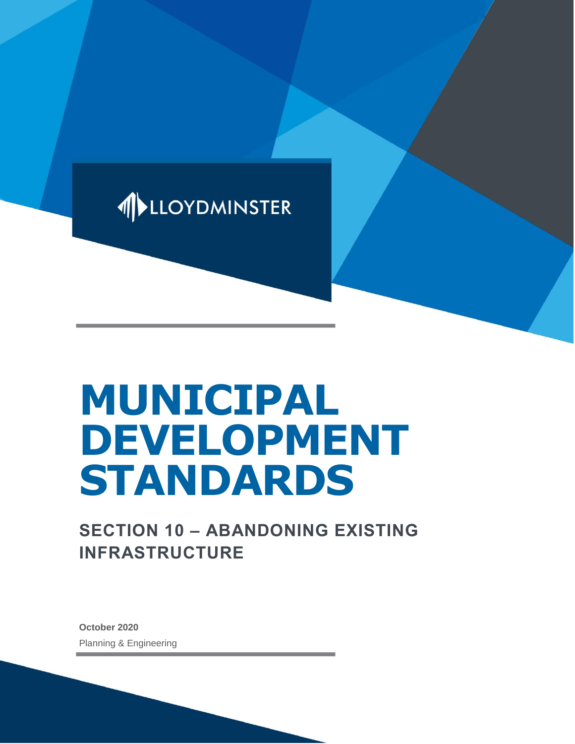LLOYDMINSTER

# MUNICIPAL DEVELOPMENT STANDARDS

## SECTION 10 – ABANDONING EXISTING INFRASTRUCTURE

**October 2020**

Planning & Engineering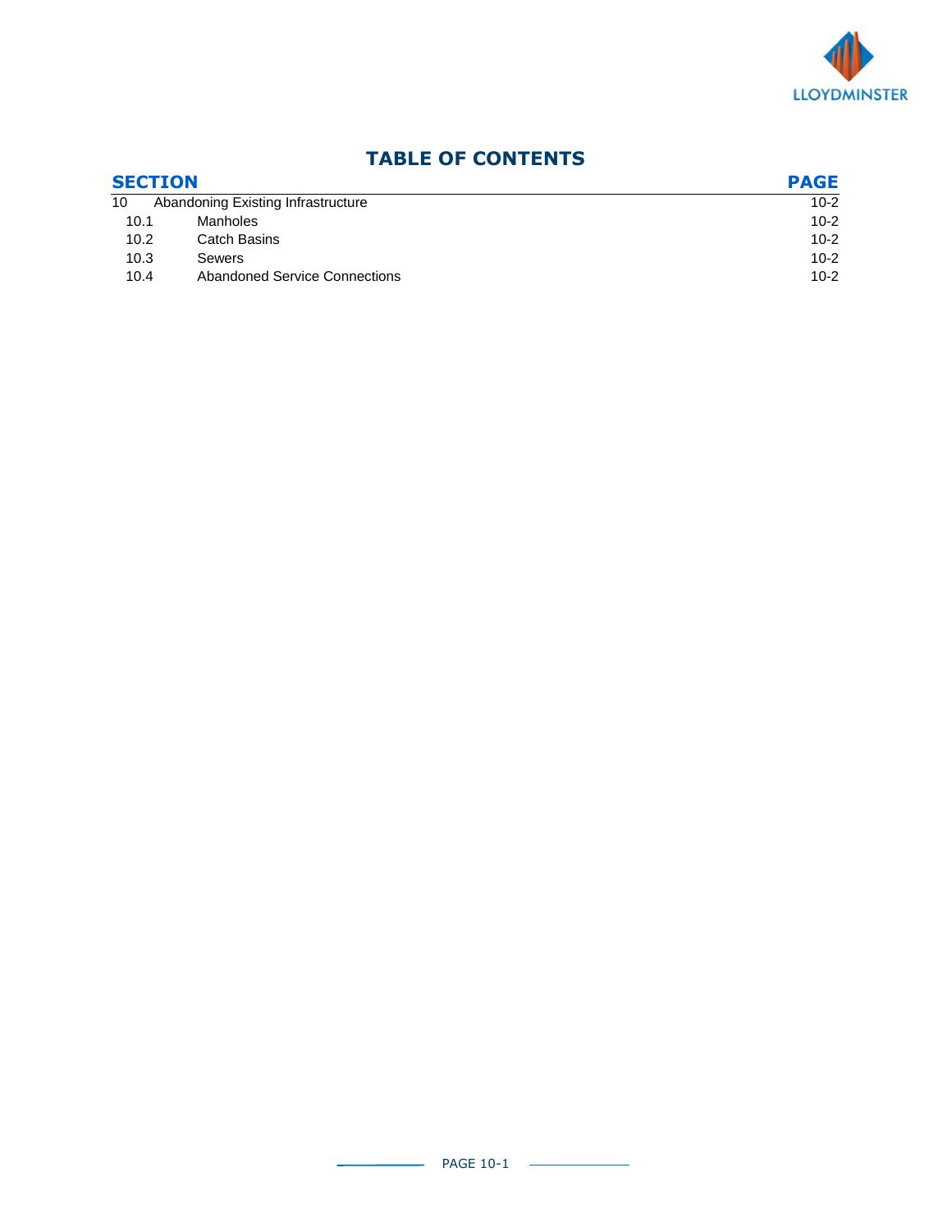# TABLE OF CONTENTS

| SECTION | | PAGE |
|---|---|---|
| 10 | Abandoning Existing Infrastructure | 10-2 |
| 10.1 | Manholes | 10-2 |
| 10.2 | Catch Basins | 10-2 |
| 10.3 | Sewers | 10-2 |
| 10.4 | Abandoned Service Connections | 10-2 |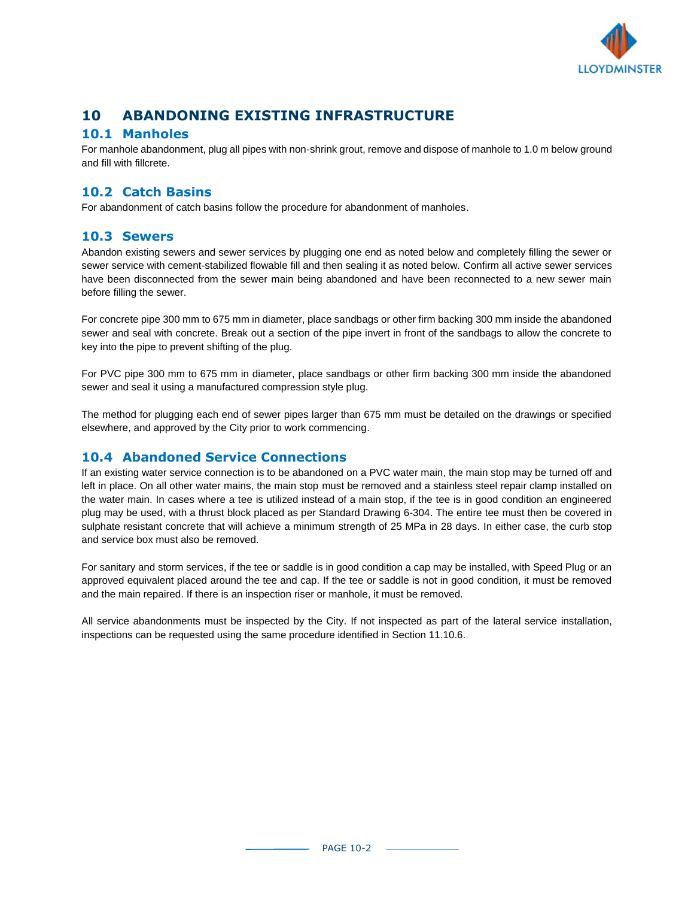# 10 ABANDONING EXISTING INFRASTRUCTURE

## 10.1 Manholes

For manhole abandonment, plug all pipes with non-shrink grout, remove and dispose of manhole to 1.0 m below ground and fill with fillcrete.

## 10.2 Catch Basins

For abandonment of catch basins follow the procedure for abandonment of manholes.

## 10.3 Sewers

Abandon existing sewers and sewer services by plugging one end as noted below and completely filling the sewer or sewer service with cement-stabilized flowable fill and then sealing it as noted below. Confirm all active sewer services have been disconnected from the sewer main being abandoned and have been reconnected to a new sewer main before filling the sewer.

For concrete pipe 300 mm to 675 mm in diameter, place sandbags or other firm backing 300 mm inside the abandoned sewer and seal with concrete. Break out a section of the pipe invert in front of the sandbags to allow the concrete to key into the pipe to prevent shifting of the plug.

For PVC pipe 300 mm to 675 mm in diameter, place sandbags or other firm backing 300 mm inside the abandoned sewer and seal it using a manufactured compression style plug.

The method for plugging each end of sewer pipes larger than 675 mm must be detailed on the drawings or specified elsewhere, and approved by the City prior to work commencing.

## 10.4 Abandoned Service Connections

If an existing water service connection is to be abandoned on a PVC water main, the main stop may be turned off and left in place. On all other water mains, the main stop must be removed and a stainless steel repair clamp installed on the water main. In cases where a tee is utilized instead of a main stop, if the tee is in good condition an engineered plug may be used, with a thrust block placed as per Standard Drawing 6-304. The entire tee must then be covered in sulphate resistant concrete that will achieve a minimum strength of 25 MPa in 28 days. In either case, the curb stop and service box must also be removed.

For sanitary and storm services, if the tee or saddle is in good condition a cap may be installed, with Speed Plug or an approved equivalent placed around the tee and cap. If the tee or saddle is not in good condition, it must be removed and the main repaired. If there is an inspection riser or manhole, it must be removed.

All service abandonments must be inspected by the City. If not inspected as part of the lateral service installation, inspections can be requested using the same procedure identified in Section 11.10.6.